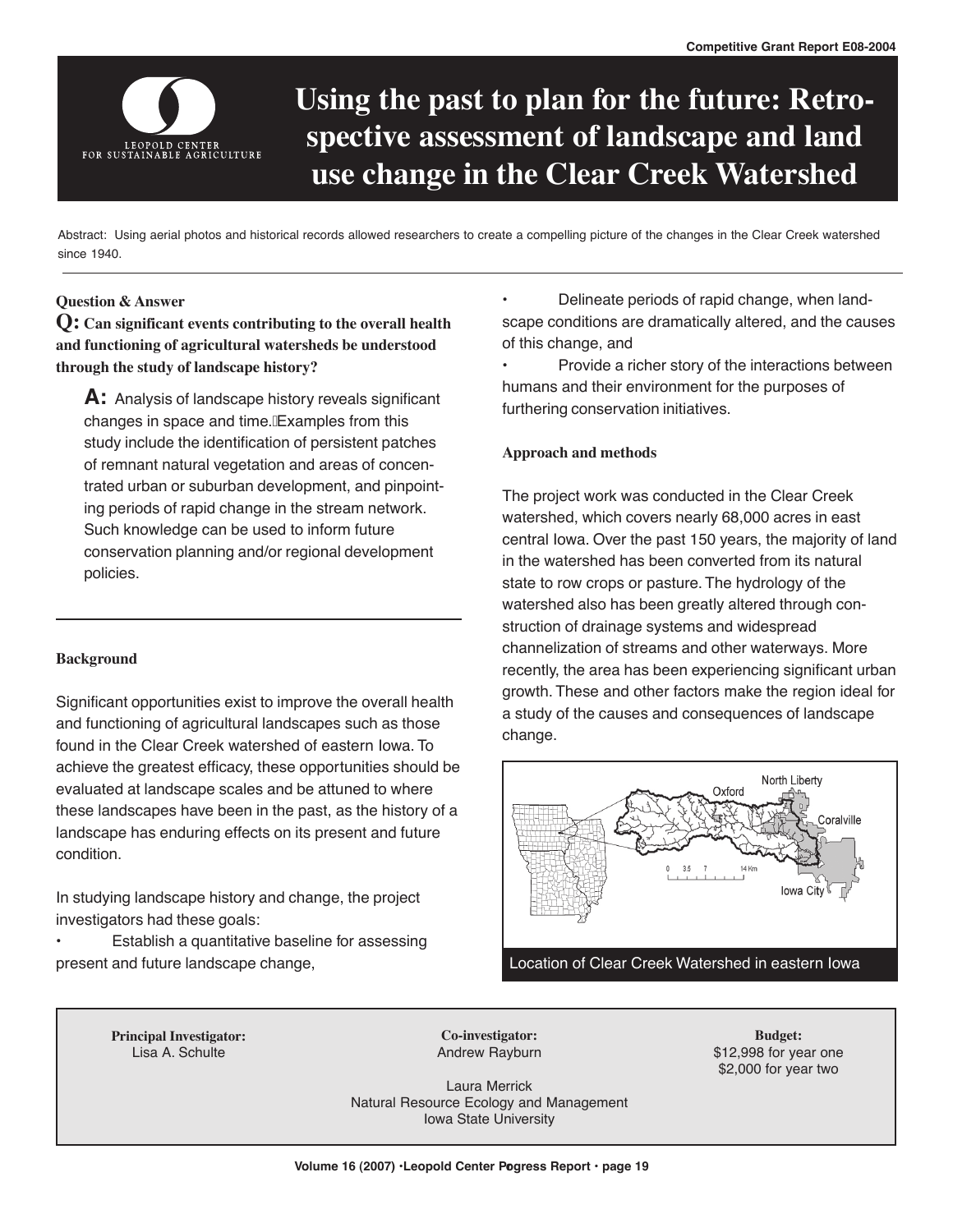# Using the past to plan for the future: Retrospective assessment of landscape and land use change in the Clear Creek Watershed

Abstract: Using aerial photos and historical records allowed researchers to create a compelling picture of the changes in the Clear Creek watershed since 1940.

**Question & Answer**

**Q: Can significant events contributing to the overall health and functioning of agricultural watersheds be understood through the study of landscape history?**

**A:** Analysis of landscape history reveals significant changes in space and time. Examples from this study include the identification of persistent patches of remnant natural vegetation and areas of concentrated urban or suburban development, and pinpointing periods of rapid change in the stream network. Such knowledge can be used to inform future conservation planning and/or regional development policies.

## Background

Significant opportunities exist to improve the overall health and functioning of agricultural landscapes such as those found in the Clear Creek watershed of eastern Iowa. To achieve the greatest efficacy, these opportunities should be evaluated at landscape scales and be attuned to where these landscapes have been in the past, as the history of a landscape has enduring effects on its present and future condition.

In studying landscape history and change, the project investigators had these goals:

- Establish a quantitative baseline for assessing present and future landscape change,
- Delineate periods of rapid change, when landscape conditions are dramatically altered, and the causes of this change, and
- Provide a richer story of the interactions between humans and their environment for the purposes of furthering conservation initiatives.

## Approach and methods

The project work was conducted in the Clear Creek watershed, which covers nearly 68,000 acres in east central Iowa. Over the past 150 years, the majority of land in the watershed has been converted from its natural state to row crops or pasture. The hydrology of the watershed also has been greatly altered through construction of drainage systems and widespread channelization of streams and other waterways. More recently, the area has been experiencing significant urban growth. These and other factors make the region ideal for a study of the causes and consequences of landscape change.

Location of Clear Creek Watershed in eastern Iowa

**Principal Investigator:**
Lisa A. Schulte

**Co-investigator:**
Andrew Rayburn

Laura Merrick
Natural Resource Ecology and Management
Iowa State University

**Budget:**
$12,998 for year one
$2,000 for year two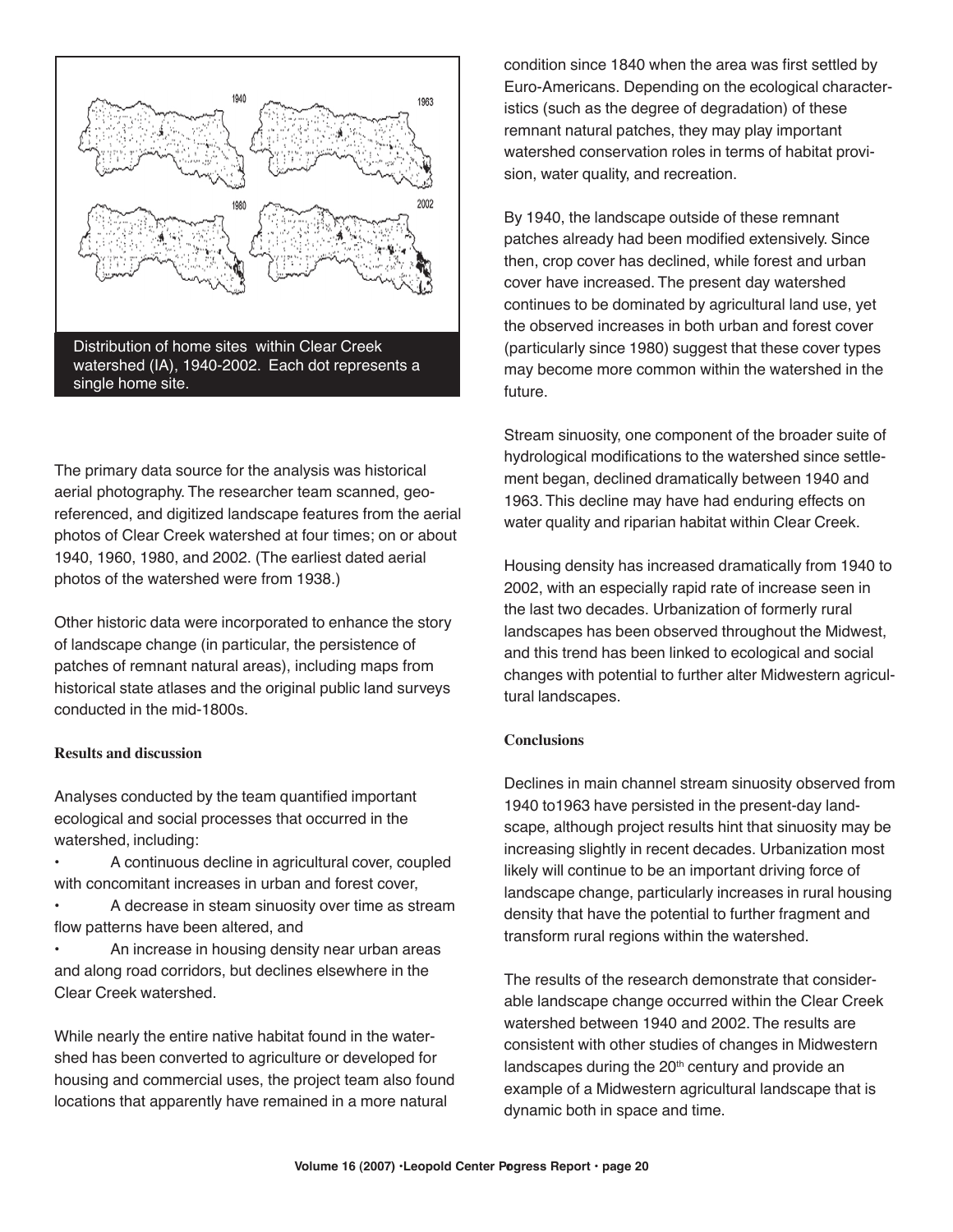Distribution of home sites within Clear Creek watershed (IA), 1940-2002. Each dot represents a single home site.

The primary data source for the analysis was historical aerial photography. The researcher team scanned, geo-referenced, and digitized landscape features from the aerial photos of Clear Creek watershed at four times; on or about 1940, 1960, 1980, and 2002. (The earliest dated aerial photos of the watershed were from 1938.)

Other historic data were incorporated to enhance the story of landscape change (in particular, the persistence of patches of remnant natural areas), including maps from historical state atlases and the original public land surveys conducted in the mid-1800s.

### Results and discussion

Analyses conducted by the team quantified important ecological and social processes that occurred in the watershed, including:

- A continuous decline in agricultural cover, coupled with concomitant increases in urban and forest cover,
- A decrease in steam sinuosity over time as stream flow patterns have been altered, and
- An increase in housing density near urban areas and along road corridors, but declines elsewhere in the Clear Creek watershed.

While nearly the entire native habitat found in the watershed has been converted to agriculture or developed for housing and commercial uses, the project team also found locations that apparently have remained in a more natural condition since 1840 when the area was first settled by Euro-Americans. Depending on the ecological characteristics (such as the degree of degradation) of these remnant natural patches, they may play important watershed conservation roles in terms of habitat provision, water quality, and recreation.

By 1940, the landscape outside of these remnant patches already had been modified extensively. Since then, crop cover has declined, while forest and urban cover have increased. The present day watershed continues to be dominated by agricultural land use, yet the observed increases in both urban and forest cover (particularly since 1980) suggest that these cover types may become more common within the watershed in the future.

Stream sinuosity, one component of the broader suite of hydrological modifications to the watershed since settlement began, declined dramatically between 1940 and 1963. This decline may have had enduring effects on water quality and riparian habitat within Clear Creek.

Housing density has increased dramatically from 1940 to 2002, with an especially rapid rate of increase seen in the last two decades. Urbanization of formerly rural landscapes has been observed throughout the Midwest, and this trend has been linked to ecological and social changes with potential to further alter Midwestern agricultural landscapes.

### Conclusions

Declines in main channel stream sinuosity observed from 1940 to1963 have persisted in the present-day landscape, although project results hint that sinuosity may be increasing slightly in recent decades. Urbanization most likely will continue to be an important driving force of landscape change, particularly increases in rural housing density that have the potential to further fragment and transform rural regions within the watershed.

The results of the research demonstrate that considerable landscape change occurred within the Clear Creek watershed between 1940 and 2002. The results are consistent with other studies of changes in Midwestern landscapes during the 20th century and provide an example of a Midwestern agricultural landscape that is dynamic both in space and time.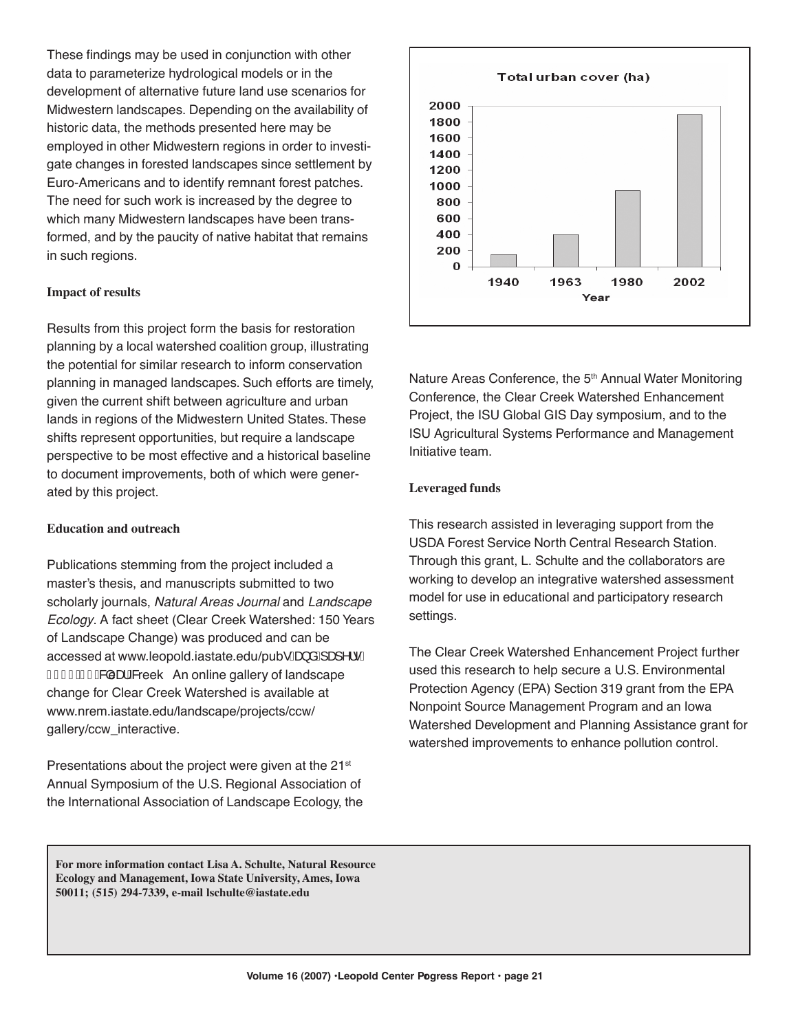These findings may be used in conjunction with other data to parameterize hydrological models or in the development of alternative future land use scenarios for Midwestern landscapes. Depending on the availability of historic data, the methods presented here may be employed in other Midwestern regions in order to investigate changes in forested landscapes since settlement by Euro-Americans and to identify remnant forest patches. The need for such work is increased by the degree to which many Midwestern landscapes have been transformed, and by the paucity of native habitat that remains in such regions.

**Impact of results**

Results from this project form the basis for restoration planning by a local watershed coalition group, illustrating the potential for similar research to inform conservation planning in managed landscapes. Such efforts are timely, given the current shift between agriculture and urban lands in regions of the Midwestern United States. These shifts represent opportunities, but require a landscape perspective to be most effective and a historical baseline to document improvements, both of which were generated by this project.

**Education and outreach**

Publications stemming from the project included a master's thesis, and manuscripts submitted to two scholarly journals, *Natural Areas Journal* and *Landscape Ecology*. A fact sheet (Clear Creek Watershed: 150 Years of Landscape Change) was produced and can be accessed at www.leopold.iastate.edu/pubs/andpapers/2006-07-clearcreek. An online gallery of landscape change for Clear Creek Watershed is available at www.nrem.iastate.edu/landscape/projects/ccw/gallery/ccw_interactive.

Presentations about the project were given at the 21st Annual Symposium of the U.S. Regional Association of the International Association of Landscape Ecology, the Nature Areas Conference, the 5th Annual Water Monitoring Conference, the Clear Creek Watershed Enhancement Project, the ISU Global GIS Day symposium, and to the ISU Agricultural Systems Performance and Management Initiative team.

Total urban cover (ha)

2000
1800
1600
1400
1200
1000
800
600
400
200
0

1940 1963 1980 2002

Year

**Leveraged funds**

This research assisted in leveraging support from the USDA Forest Service North Central Research Station. Through this grant, L. Schulte and the collaborators are working to develop an integrative watershed assessment model for use in educational and participatory research settings.

The Clear Creek Watershed Enhancement Project further used this research to help secure a U.S. Environmental Protection Agency (EPA) Section 319 grant from the EPA Nonpoint Source Management Program and an Iowa Watershed Development and Planning Assistance grant for watershed improvements to enhance pollution control.

**For more information contact Lisa A. Schulte, Natural Resource Ecology and Management, Iowa State University, Ames, Iowa 50011; (515) 294-7339, e-mail lschulte@iastate.edu**